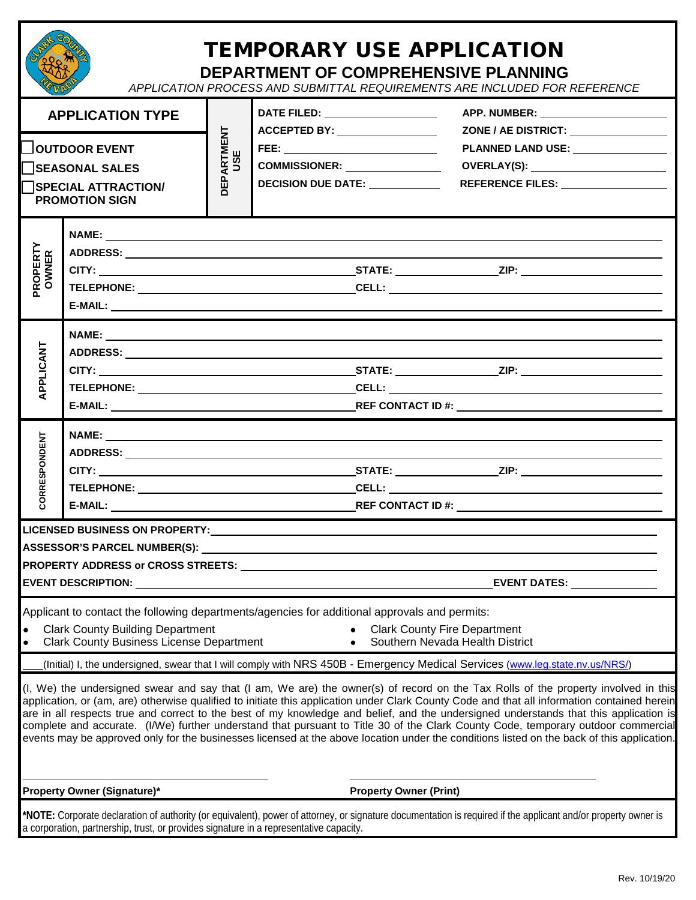# TEMPORARY USE APPLICATION

## DEPARTMENT OF COMPREHENSIVE PLANNING

*APPLICATION PROCESS AND SUBMITTAL REQUIREMENTS ARE INCLUDED FOR REFERENCE*

| APPLICATION TYPE | DEPARTMENT USE | | |
|---|---|---|---|
| ☐ OUTDOOR EVENT | | DATE FILED: | APP. NUMBER: |
| ☐ SEASONAL SALES | | ACCEPTED BY: | ZONE / AE DISTRICT: |
| ☐ SPECIAL ATTRACTION/ PROMOTION SIGN | | FEE: | PLANNED LAND USE: |
| | | COMMISSIONER: | OVERLAY(S): |
| | | DECISION DUE DATE: | REFERENCE FILES: |

**PROPERTY OWNER**

NAME:
ADDRESS:
CITY: STATE: ZIP:
TELEPHONE: CELL:
E-MAIL:

**APPLICANT**

NAME:
ADDRESS:
CITY: STATE: ZIP:
TELEPHONE: CELL:
E-MAIL: REF CONTACT ID #:

**CORRESPONDENT**

NAME:
ADDRESS:
CITY: STATE: ZIP:
TELEPHONE: CELL:
E-MAIL: REF CONTACT ID #:

**LICENSED BUSINESS ON PROPERTY:**
**ASSESSOR'S PARCEL NUMBER(S):**
**PROPERTY ADDRESS or CROSS STREETS:**
**EVENT DESCRIPTION:** **EVENT DATES:**

Applicant to contact the following departments/agencies for additional approvals and permits:

- Clark County Building Department
- Clark County Business License Department
- Clark County Fire Department
- Southern Nevada Health District

____(Initial) I, the undersigned, swear that I will comply with NRS 450B - Emergency Medical Services (www.leg.state.nv.us/NRS/)

(I, We) the undersigned swear and say that (I am, We are) the owner(s) of record on the Tax Rolls of the property involved in this application, or (am, are) otherwise qualified to initiate this application under Clark County Code and that all information contained herein are in all respects true and correct to the best of my knowledge and belief, and the undersigned understands that this application is complete and accurate. (I/We) further understand that pursuant to Title 30 of the Clark County Code, temporary outdoor commercial events may be approved only for the businesses licensed at the above location under the conditions listed on the back of this application.

**Property Owner (Signature)*** **Property Owner (Print)**

***NOTE:** Corporate declaration of authority (or equivalent), power of attorney, or signature documentation is required if the applicant and/or property owner is a corporation, partnership, trust, or provides signature in a representative capacity.

Rev. 10/19/20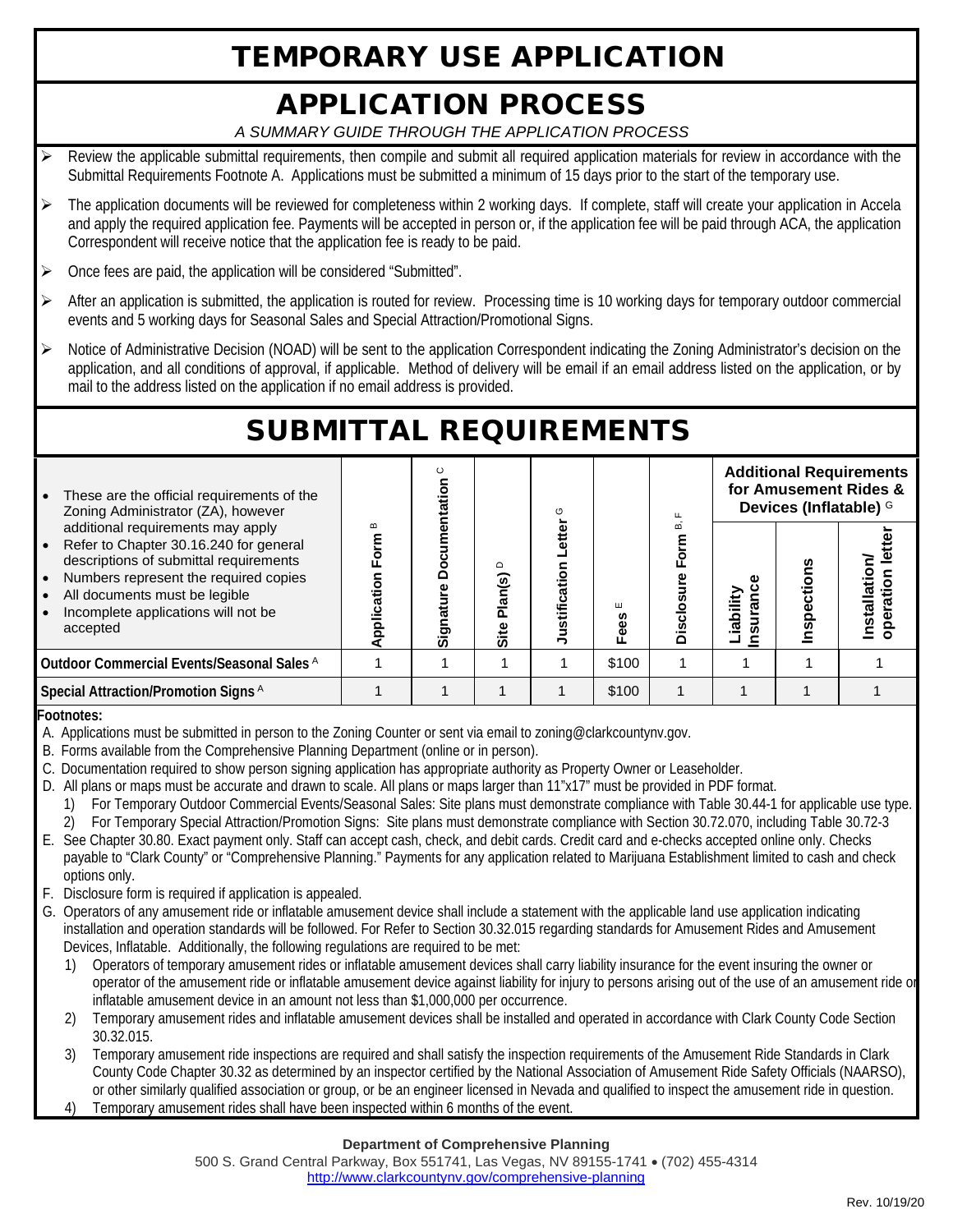# TEMPORARY USE APPLICATION

## APPLICATION PROCESS

*A SUMMARY GUIDE THROUGH THE APPLICATION PROCESS*

- Review the applicable submittal requirements, then compile and submit all required application materials for review in accordance with the Submittal Requirements Footnote A. Applications must be submitted a minimum of 15 days prior to the start of the temporary use.
- The application documents will be reviewed for completeness within 2 working days. If complete, staff will create your application in Accela and apply the required application fee. Payments will be accepted in person or, if the application fee will be paid through ACA, the application Correspondent will receive notice that the application fee is ready to be paid.
- Once fees are paid, the application will be considered "Submitted".
- After an application is submitted, the application is routed for review. Processing time is 10 working days for temporary outdoor commercial events and 5 working days for Seasonal Sales and Special Attraction/Promotional Signs.
- Notice of Administrative Decision (NOAD) will be sent to the application Correspondent indicating the Zoning Administrator's decision on the application, and all conditions of approval, if applicable. Method of delivery will be email if an email address listed on the application, or by mail to the address listed on the application if no email address is provided.

## SUBMITTAL REQUIREMENTS

| • These are the official requirements of the Zoning Administrator (ZA), however additional requirements may apply<br>• Refer to Chapter 30.16.240 for general descriptions of submittal requirements<br>• Numbers represent the required copies<br>• All documents must be legible<br>• Incomplete applications will not be accepted | Application Form [B] | Signature Documentation [C] | Site Plan(s) [D] | Justification Letter [G] | Fees [E] | Disclosure Form [B, F] | Additional Requirements for Amusement Rides & Devices (Inflatable) [G] | | |
|---|---|---|---|---|---|---|---|---|---|
| | | | | | | | Liability Insurance | Inspections | Installation/ operation letter |
| **Outdoor Commercial Events/Seasonal Sales** [A] | 1 | 1 | 1 | 1 | $100 | 1 | 1 | 1 | 1 |
| **Special Attraction/Promotion Signs** [A] | 1 | 1 | 1 | 1 | $100 | 1 | 1 | 1 | 1 |

**Footnotes:**

A. Applications must be submitted in person to the Zoning Counter or sent via email to zoning@clarkcountynv.gov.

B. Forms available from the Comprehensive Planning Department (online or in person).

C. Documentation required to show person signing application has appropriate authority as Property Owner or Leaseholder.

D. All plans or maps must be accurate and drawn to scale. All plans or maps larger than 11"x17" must be provided in PDF format.
   1) For Temporary Outdoor Commercial Events/Seasonal Sales: Site plans must demonstrate compliance with Table 30.44-1 for applicable use type.
   2) For Temporary Special Attraction/Promotion Signs: Site plans must demonstrate compliance with Section 30.72.070, including Table 30.72-3

E. See Chapter 30.80. Exact payment only. Staff can accept cash, check, and debit cards. Credit card and e-checks accepted online only. Checks payable to "Clark County" or "Comprehensive Planning." Payments for any application related to Marijuana Establishment limited to cash and check options only.

F. Disclosure form is required if application is appealed.

G. Operators of any amusement ride or inflatable amusement device shall include a statement with the applicable land use application indicating installation and operation standards will be followed. For Refer to Section 30.32.015 regarding standards for Amusement Rides and Amusement Devices, Inflatable. Additionally, the following regulations are required to be met:
   1) Operators of temporary amusement rides or inflatable amusement devices shall carry liability insurance for the event insuring the owner or operator of the amusement ride or inflatable amusement device against liability for injury to persons arising out of the use of an amusement ride or inflatable amusement device in an amount not less than $1,000,000 per occurrence.
   2) Temporary amusement rides and inflatable amusement devices shall be installed and operated in accordance with Clark County Code Section 30.32.015.
   3) Temporary amusement ride inspections are required and shall satisfy the inspection requirements of the Amusement Ride Standards in Clark County Code Chapter 30.32 as determined by an inspector certified by the National Association of Amusement Ride Safety Officials (NAARSO), or other similarly qualified association or group, or be an engineer licensed in Nevada and qualified to inspect the amusement ride in question.
   4) Temporary amusement rides shall have been inspected within 6 months of the event.

**Department of Comprehensive Planning**
500 S. Grand Central Parkway, Box 551741, Las Vegas, NV 89155-1741 • (702) 455-4314
http://www.clarkcountynv.gov/comprehensive-planning

Rev. 10/19/20